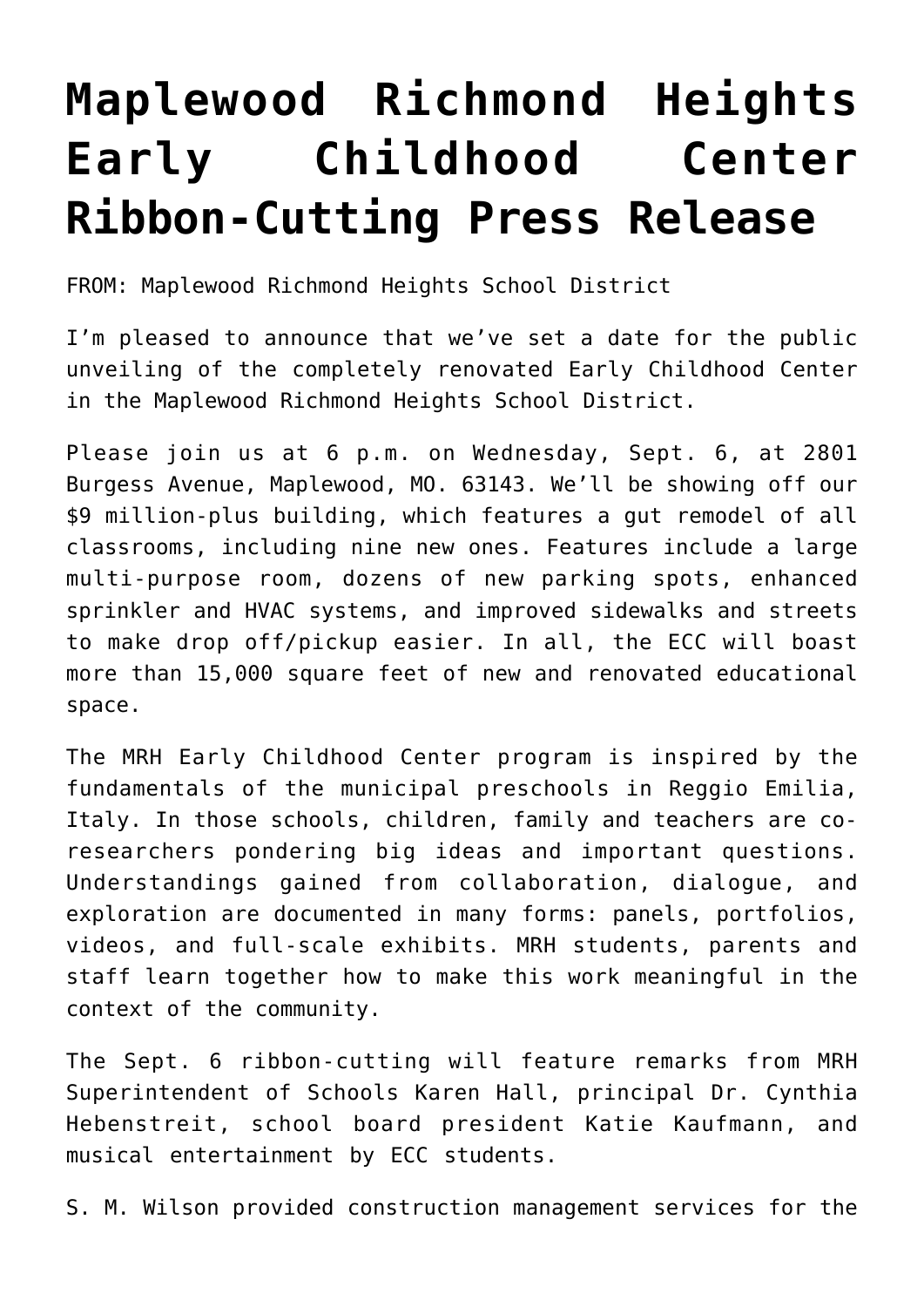# Maplewood Richmond Heights Early Childhood Center Ribbon-Cutting Press Release

FROM: Maplewood Richmond Heights School District

I'm pleased to announce that we've set a date for the public unveiling of the completely renovated Early Childhood Center in the Maplewood Richmond Heights School District.

Please join us at 6 p.m. on Wednesday, Sept. 6, at 2801 Burgess Avenue, Maplewood, MO. 63143. We'll be showing off our $9 million-plus building, which features a gut remodel of all classrooms, including nine new ones. Features include a large multi-purpose room, dozens of new parking spots, enhanced sprinkler and HVAC systems, and improved sidewalks and streets to make drop off/pickup easier. In all, the ECC will boast more than 15,000 square feet of new and renovated educational space.

The MRH Early Childhood Center program is inspired by the fundamentals of the municipal preschools in Reggio Emilia, Italy. In those schools, children, family and teachers are co-researchers pondering big ideas and important questions. Understandings gained from collaboration, dialogue, and exploration are documented in many forms: panels, portfolios, videos, and full-scale exhibits. MRH students, parents and staff learn together how to make this work meaningful in the context of the community.

The Sept. 6 ribbon-cutting will feature remarks from MRH Superintendent of Schools Karen Hall, principal Dr. Cynthia Hebenstreit, school board president Katie Kaufmann, and musical entertainment by ECC students.

S. M. Wilson provided construction management services for the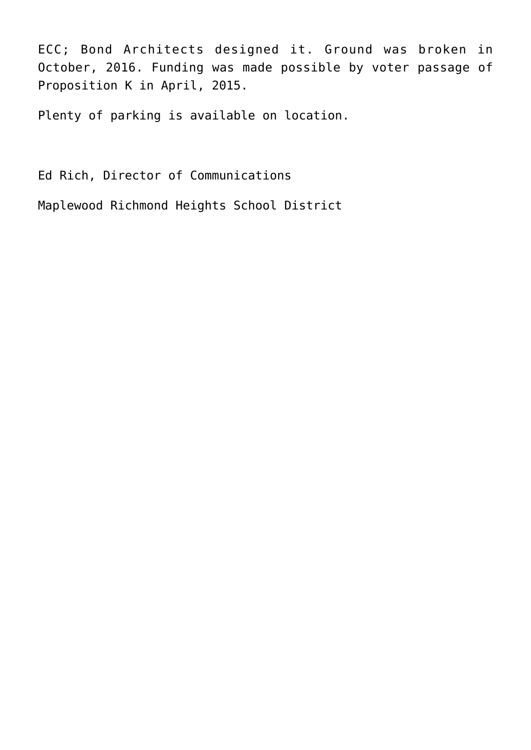ECC; Bond Architects designed it. Ground was broken in October, 2016. Funding was made possible by voter passage of Proposition K in April, 2015.

Plenty of parking is available on location.

Ed Rich, Director of Communications

Maplewood Richmond Heights School District